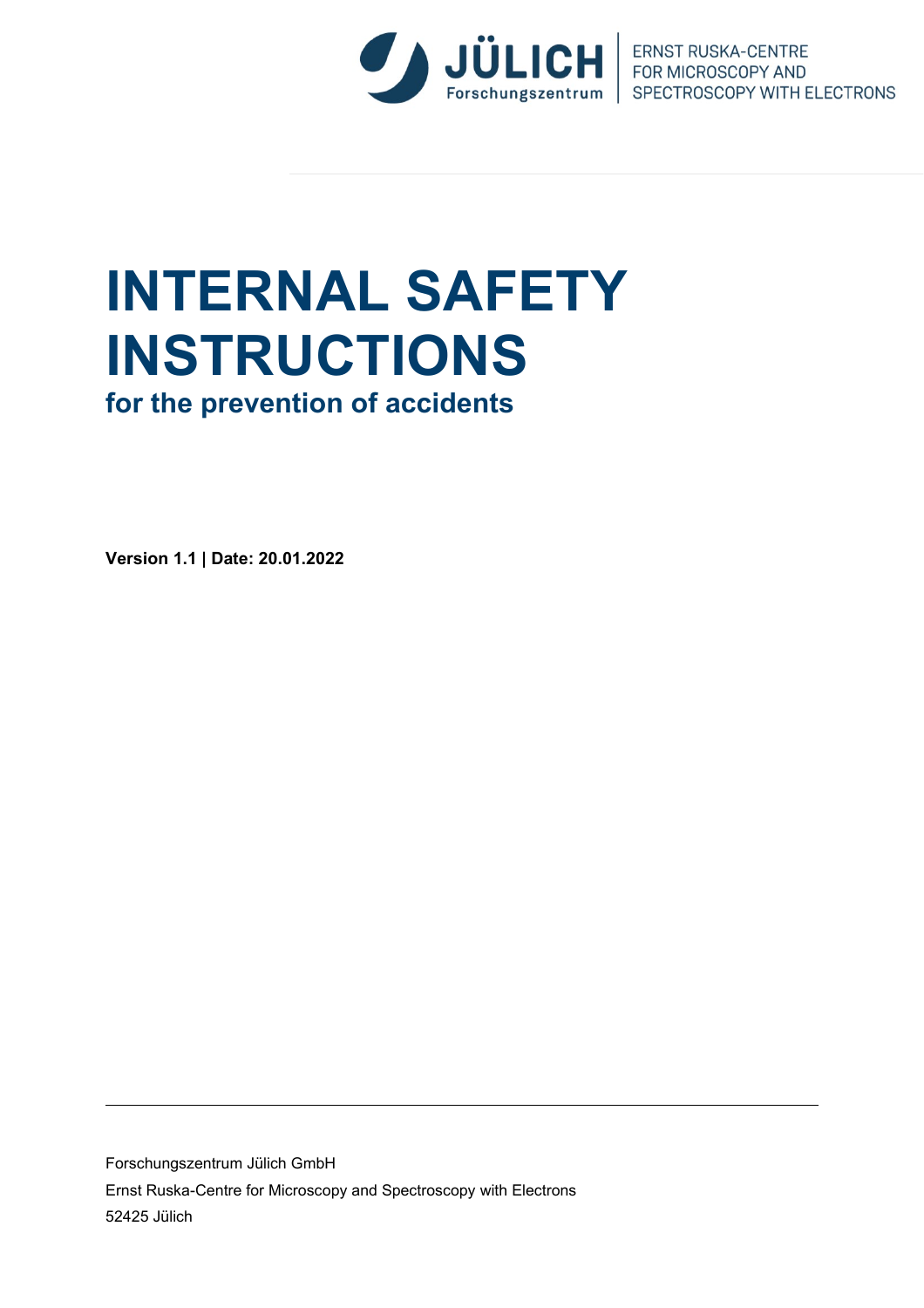JÜLICH Forschungszentrum | ERNST RUSKA-CENTRE FOR MICROSCOPY AND SPECTROSCOPY WITH ELECTRONS

# INTERNAL SAFETY INSTRUCTIONS

## for the prevention of accidents

**Version 1.1 | Date: 20.01.2022**

---

Forschungszentrum Jülich GmbH

Ernst Ruska-Centre for Microscopy and Spectroscopy with Electrons

52425 Jülich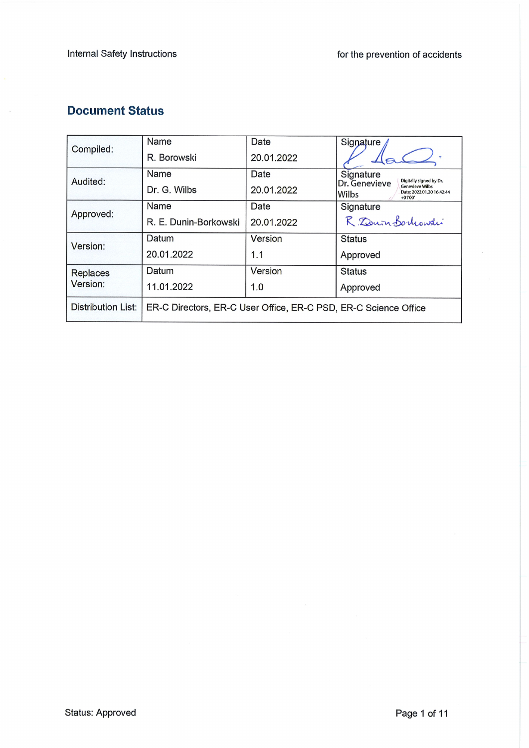## Document Status

| | | | |
|---|---|---|---|
| Compiled: | Name<br>R. Borowski | Date<br>20.01.2022 | Signature |
| Audited: | Name<br>Dr. G. Wilbs | Date<br>20.01.2022 | Signature<br>Dr. Genevieve Wilbs<br>Digitally signed by Dr. Genevieve Wilbs<br>Date: 2022.01.20 16:42:44 +01'00' |
| Approved: | Name<br>R. E. Dunin-Borkowski | Date<br>20.01.2022 | Signature<br>R. Dunin-Borkowski |
| Version: | Datum<br>20.01.2022 | Version<br>1.1 | Status<br>Approved |
| Replaces Version: | Datum<br>11.01.2022 | Version<br>1.0 | Status<br>Approved |
| Distribution List: | ER-C Directors, ER-C User Office, ER-C PSD, ER-C Science Office | | |

Status: Approved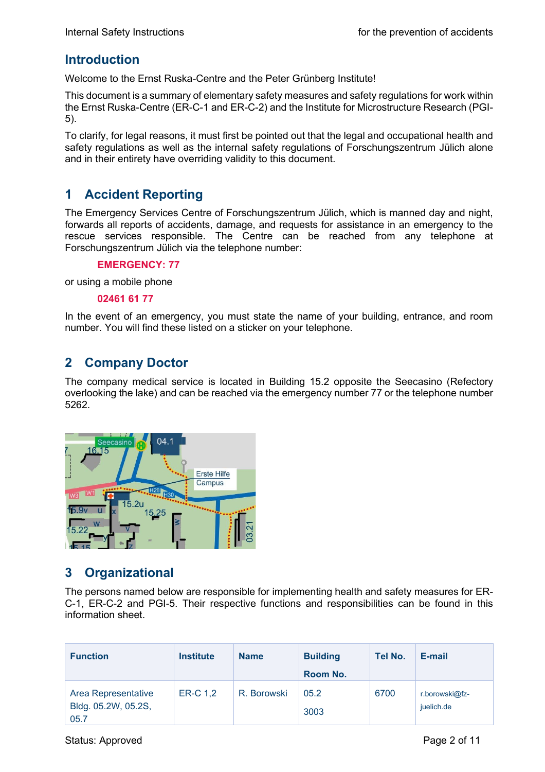## Introduction

Welcome to the Ernst Ruska-Centre and the Peter Grünberg Institute!

This document is a summary of elementary safety measures and safety regulations for work within the Ernst Ruska-Centre (ER-C-1 and ER-C-2) and the Institute for Microstructure Research (PGI-5).

To clarify, for legal reasons, it must first be pointed out that the legal and occupational health and safety regulations as well as the internal safety regulations of Forschungszentrum Jülich alone and in their entirety have overriding validity to this document.

## 1 Accident Reporting

The Emergency Services Centre of Forschungszentrum Jülich, which is manned day and night, forwards all reports of accidents, damage, and requests for assistance in an emergency to the rescue services responsible. The Centre can be reached from any telephone at Forschungszentrum Jülich via the telephone number:

**EMERGENCY: 77**

or using a mobile phone

**02461 61 77**

In the event of an emergency, you must state the name of your building, entrance, and room number. You will find these listed on a sticker on your telephone.

## 2 Company Doctor

The company medical service is located in Building 15.2 opposite the Seecasino (Refectory overlooking the lake) and can be reached via the emergency number 77 or the telephone number 5262.

## 3 Organizational

The persons named below are responsible for implementing health and safety measures for ER-C-1, ER-C-2 and PGI-5. Their respective functions and responsibilities can be found in this information sheet.

| Function | Institute | Name | Building Room No. | Tel No. | E-mail |
|---|---|---|---|---|---|
| Area Representative Bldg. 05.2W, 05.2S, 05.7 | ER-C 1,2 | R. Borowski | 05.2 3003 | 6700 | r.borowski@fz-juelich.de |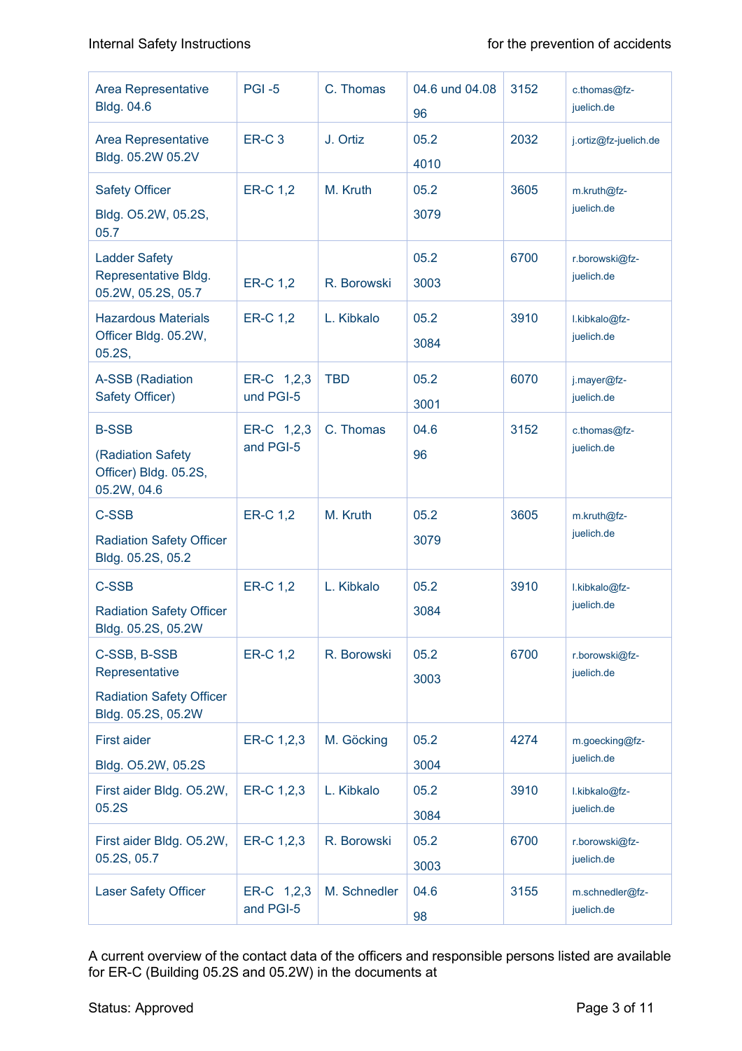| Area Representative Bldg. 04.6 | PGI -5 | C. Thomas | 04.6 und 04.08 96 | 3152 | c.thomas@fz-juelich.de |
|---|---|---|---|---|---|
| Area Representative Bldg. 05.2W 05.2V | ER-C 3 | J. Ortiz | 05.2 4010 | 2032 | j.ortiz@fz-juelich.de |
| Safety Officer Bldg. O5.2W, 05.2S, 05.7 | ER-C 1,2 | M. Kruth | 05.2 3079 | 3605 | m.kruth@fz-juelich.de |
| Ladder Safety Representative Bldg. 05.2W, 05.2S, 05.7 | ER-C 1,2 | R. Borowski | 05.2 3003 | 6700 | r.borowski@fz-juelich.de |
| Hazardous Materials Officer Bldg. 05.2W, 05.2S, | ER-C 1,2 | L. Kibkalo | 05.2 3084 | 3910 | l.kibkalo@fz-juelich.de |
| A-SSB (Radiation Safety Officer) | ER-C 1,2,3 und PGI-5 | TBD | 05.2 3001 | 6070 | j.mayer@fz-juelich.de |
| B-SSB (Radiation Safety Officer) Bldg. 05.2S, 05.2W, 04.6 | ER-C 1,2,3 and PGI-5 | C. Thomas | 04.6 96 | 3152 | c.thomas@fz-juelich.de |
| C-SSB Radiation Safety Officer Bldg. 05.2S, 05.2 | ER-C 1,2 | M. Kruth | 05.2 3079 | 3605 | m.kruth@fz-juelich.de |
| C-SSB Radiation Safety Officer Bldg. 05.2S, 05.2W | ER-C 1,2 | L. Kibkalo | 05.2 3084 | 3910 | l.kibkalo@fz-juelich.de |
| C-SSB, B-SSB Representative Radiation Safety Officer Bldg. 05.2S, 05.2W | ER-C 1,2 | R. Borowski | 05.2 3003 | 6700 | r.borowski@fz-juelich.de |
| First aider Bldg. O5.2W, 05.2S | ER-C 1,2,3 | M. Göcking | 05.2 3004 | 4274 | m.goecking@fz-juelich.de |
| First aider Bldg. O5.2W, 05.2S | ER-C 1,2,3 | L. Kibkalo | 05.2 3084 | 3910 | l.kibkalo@fz-juelich.de |
| First aider Bldg. O5.2W, 05.2S, 05.7 | ER-C 1,2,3 | R. Borowski | 05.2 3003 | 6700 | r.borowski@fz-juelich.de |
| Laser Safety Officer | ER-C 1,2,3 and PGI-5 | M. Schnedler | 04.6 98 | 3155 | m.schnedler@fz-juelich.de |

A current overview of the contact data of the officers and responsible persons listed are available for ER-C (Building 05.2S and 05.2W) in the documents at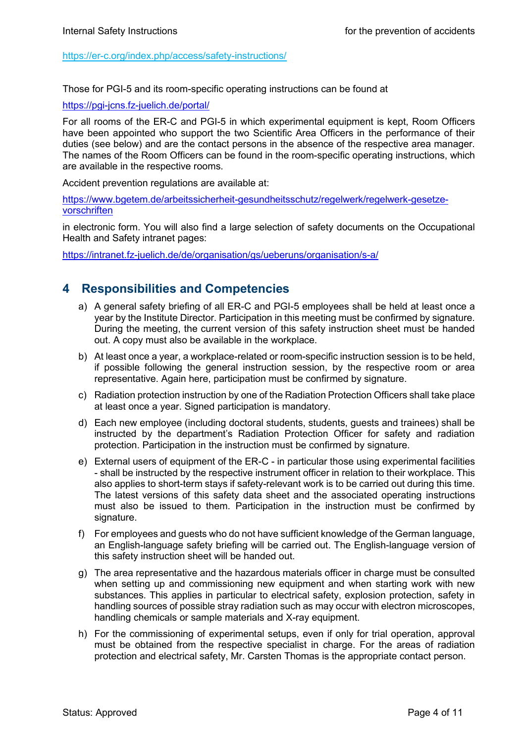https://er-c.org/index.php/access/safety-instructions/

Those for PGI-5 and its room-specific operating instructions can be found at

https://pgi-jcns.fz-juelich.de/portal/

For all rooms of the ER-C and PGI-5 in which experimental equipment is kept, Room Officers have been appointed who support the two Scientific Area Officers in the performance of their duties (see below) and are the contact persons in the absence of the respective area manager. The names of the Room Officers can be found in the room-specific operating instructions, which are available in the respective rooms.

Accident prevention regulations are available at:

https://www.bgetem.de/arbeitssicherheit-gesundheitsschutz/regelwerk/regelwerk-gesetze-vorschriften

in electronic form. You will also find a large selection of safety documents on the Occupational Health and Safety intranet pages:

https://intranet.fz-juelich.de/de/organisation/gs/ueberuns/organisation/s-a/

# 4 Responsibilities and Competencies

a) A general safety briefing of all ER-C and PGI-5 employees shall be held at least once a year by the Institute Director. Participation in this meeting must be confirmed by signature. During the meeting, the current version of this safety instruction sheet must be handed out. A copy must also be available in the workplace.

b) At least once a year, a workplace-related or room-specific instruction session is to be held, if possible following the general instruction session, by the respective room or area representative. Again here, participation must be confirmed by signature.

c) Radiation protection instruction by one of the Radiation Protection Officers shall take place at least once a year. Signed participation is mandatory.

d) Each new employee (including doctoral students, students, guests and trainees) shall be instructed by the department's Radiation Protection Officer for safety and radiation protection. Participation in the instruction must be confirmed by signature.

e) External users of equipment of the ER-C - in particular those using experimental facilities - shall be instructed by the respective instrument officer in relation to their workplace. This also applies to short-term stays if safety-relevant work is to be carried out during this time. The latest versions of this safety data sheet and the associated operating instructions must also be issued to them. Participation in the instruction must be confirmed by signature.

f) For employees and guests who do not have sufficient knowledge of the German language, an English-language safety briefing will be carried out. The English-language version of this safety instruction sheet will be handed out.

g) The area representative and the hazardous materials officer in charge must be consulted when setting up and commissioning new equipment and when starting work with new substances. This applies in particular to electrical safety, explosion protection, safety in handling sources of possible stray radiation such as may occur with electron microscopes, handling chemicals or sample materials and X-ray equipment.

h) For the commissioning of experimental setups, even if only for trial operation, approval must be obtained from the respective specialist in charge. For the areas of radiation protection and electrical safety, Mr. Carsten Thomas is the appropriate contact person.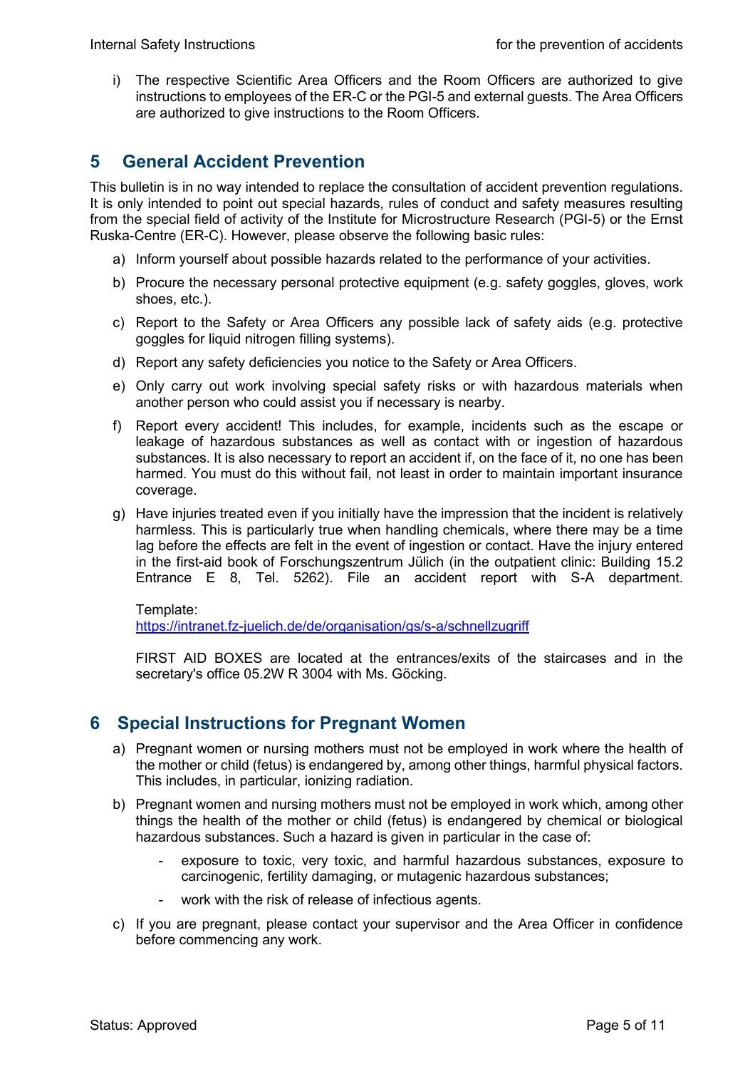i) The respective Scientific Area Officers and the Room Officers are authorized to give instructions to employees of the ER-C or the PGI-5 and external guests. The Area Officers are authorized to give instructions to the Room Officers.

## 5 General Accident Prevention

This bulletin is in no way intended to replace the consultation of accident prevention regulations. It is only intended to point out special hazards, rules of conduct and safety measures resulting from the special field of activity of the Institute for Microstructure Research (PGI-5) or the Ernst Ruska-Centre (ER-C). However, please observe the following basic rules:

a) Inform yourself about possible hazards related to the performance of your activities.

b) Procure the necessary personal protective equipment (e.g. safety goggles, gloves, work shoes, etc.).

c) Report to the Safety or Area Officers any possible lack of safety aids (e.g. protective goggles for liquid nitrogen filling systems).

d) Report any safety deficiencies you notice to the Safety or Area Officers.

e) Only carry out work involving special safety risks or with hazardous materials when another person who could assist you if necessary is nearby.

f) Report every accident! This includes, for example, incidents such as the escape or leakage of hazardous substances as well as contact with or ingestion of hazardous substances. It is also necessary to report an accident if, on the face of it, no one has been harmed. You must do this without fail, not least in order to maintain important insurance coverage.

g) Have injuries treated even if you initially have the impression that the incident is relatively harmless. This is particularly true when handling chemicals, where there may be a time lag before the effects are felt in the event of ingestion or contact. Have the injury entered in the first-aid book of Forschungszentrum Jülich (in the outpatient clinic: Building 15.2 Entrance E 8, Tel. 5262). File an accident report with S-A department.

   Template:
   https://intranet.fz-juelich.de/de/organisation/gs/s-a/schnellzugriff

   FIRST AID BOXES are located at the entrances/exits of the staircases and in the secretary's office 05.2W R 3004 with Ms. Göcking.

## 6 Special Instructions for Pregnant Women

a) Pregnant women or nursing mothers must not be employed in work where the health of the mother or child (fetus) is endangered by, among other things, harmful physical factors. This includes, in particular, ionizing radiation.

b) Pregnant women and nursing mothers must not be employed in work which, among other things the health of the mother or child (fetus) is endangered by chemical or biological hazardous substances. Such a hazard is given in particular in the case of:

   - exposure to toxic, very toxic, and harmful hazardous substances, exposure to carcinogenic, fertility damaging, or mutagenic hazardous substances;
   - work with the risk of release of infectious agents.

c) If you are pregnant, please contact your supervisor and the Area Officer in confidence before commencing any work.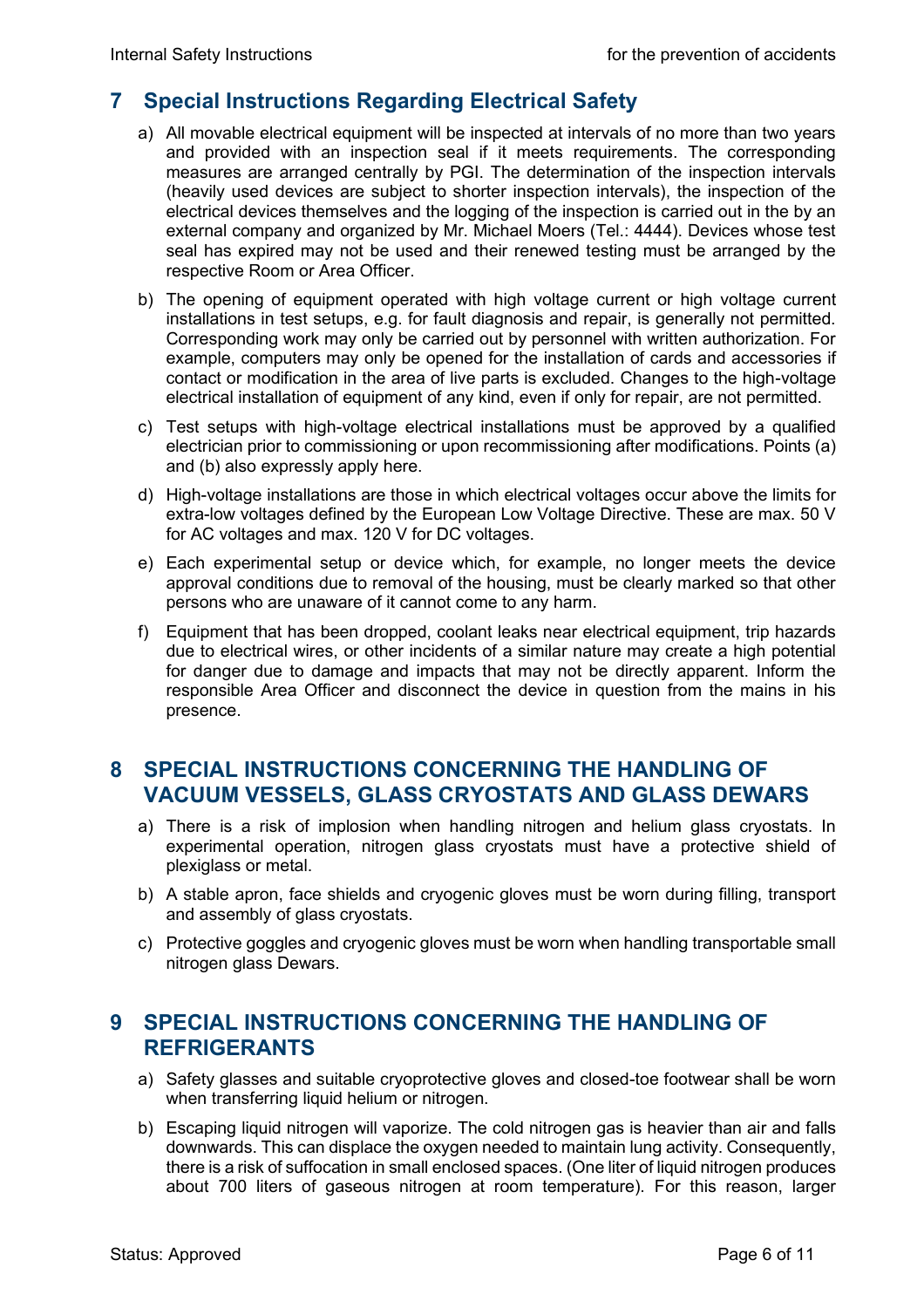## 7 Special Instructions Regarding Electrical Safety

a) All movable electrical equipment will be inspected at intervals of no more than two years and provided with an inspection seal if it meets requirements. The corresponding measures are arranged centrally by PGI. The determination of the inspection intervals (heavily used devices are subject to shorter inspection intervals), the inspection of the electrical devices themselves and the logging of the inspection is carried out in the by an external company and organized by Mr. Michael Moers (Tel.: 4444). Devices whose test seal has expired may not be used and their renewed testing must be arranged by the respective Room or Area Officer.

b) The opening of equipment operated with high voltage current or high voltage current installations in test setups, e.g. for fault diagnosis and repair, is generally not permitted. Corresponding work may only be carried out by personnel with written authorization. For example, computers may only be opened for the installation of cards and accessories if contact or modification in the area of live parts is excluded. Changes to the high-voltage electrical installation of equipment of any kind, even if only for repair, are not permitted.

c) Test setups with high-voltage electrical installations must be approved by a qualified electrician prior to commissioning or upon recommissioning after modifications. Points (a) and (b) also expressly apply here.

d) High-voltage installations are those in which electrical voltages occur above the limits for extra-low voltages defined by the European Low Voltage Directive. These are max. 50 V for AC voltages and max. 120 V for DC voltages.

e) Each experimental setup or device which, for example, no longer meets the device approval conditions due to removal of the housing, must be clearly marked so that other persons who are unaware of it cannot come to any harm.

f) Equipment that has been dropped, coolant leaks near electrical equipment, trip hazards due to electrical wires, or other incidents of a similar nature may create a high potential for danger due to damage and impacts that may not be directly apparent. Inform the responsible Area Officer and disconnect the device in question from the mains in his presence.

## 8 SPECIAL INSTRUCTIONS CONCERNING THE HANDLING OF VACUUM VESSELS, GLASS CRYOSTATS AND GLASS DEWARS

a) There is a risk of implosion when handling nitrogen and helium glass cryostats. In experimental operation, nitrogen glass cryostats must have a protective shield of plexiglass or metal.

b) A stable apron, face shields and cryogenic gloves must be worn during filling, transport and assembly of glass cryostats.

c) Protective goggles and cryogenic gloves must be worn when handling transportable small nitrogen glass Dewars.

## 9 SPECIAL INSTRUCTIONS CONCERNING THE HANDLING OF REFRIGERANTS

a) Safety glasses and suitable cryoprotective gloves and closed-toe footwear shall be worn when transferring liquid helium or nitrogen.

b) Escaping liquid nitrogen will vaporize. The cold nitrogen gas is heavier than air and falls downwards. This can displace the oxygen needed to maintain lung activity. Consequently, there is a risk of suffocation in small enclosed spaces. (One liter of liquid nitrogen produces about 700 liters of gaseous nitrogen at room temperature). For this reason, larger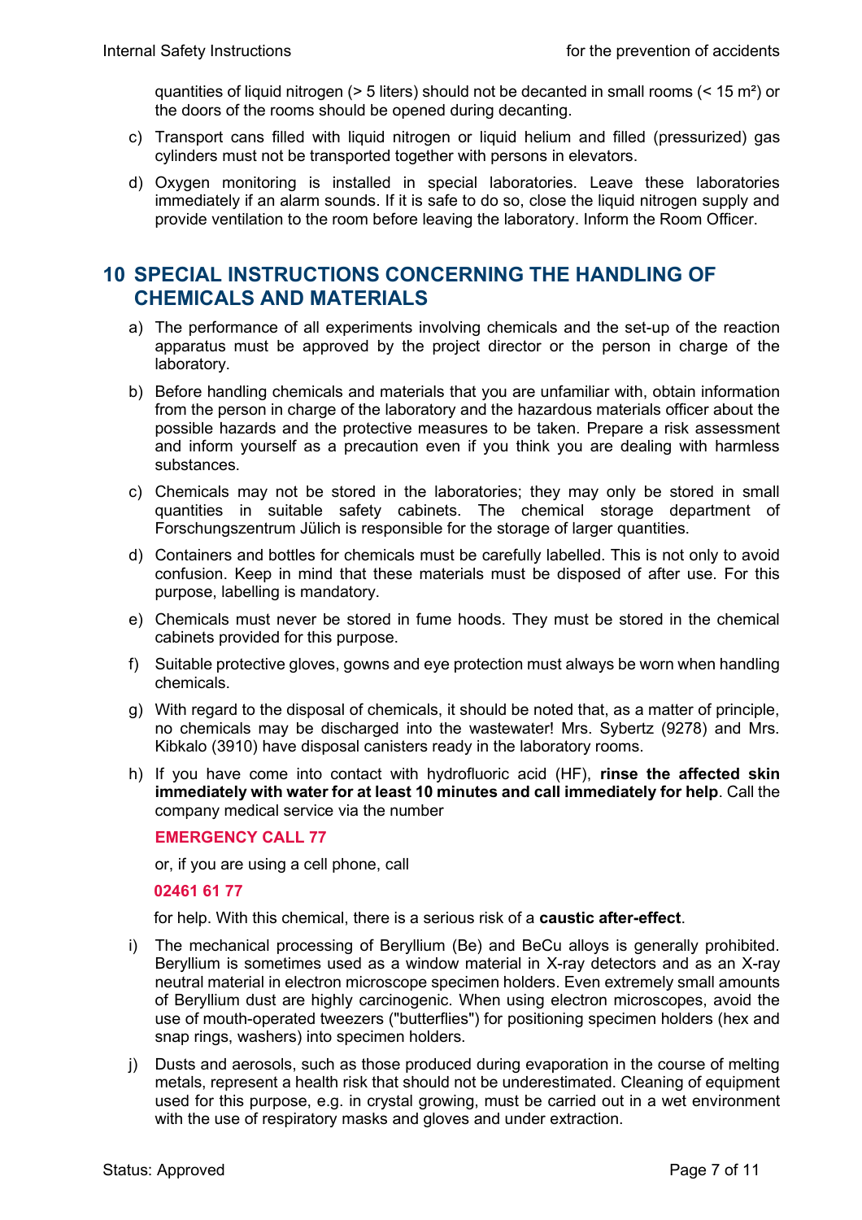quantities of liquid nitrogen (> 5 liters) should not be decanted in small rooms (< 15 m²) or the doors of the rooms should be opened during decanting.

c) Transport cans filled with liquid nitrogen or liquid helium and filled (pressurized) gas cylinders must not be transported together with persons in elevators.

d) Oxygen monitoring is installed in special laboratories. Leave these laboratories immediately if an alarm sounds. If it is safe to do so, close the liquid nitrogen supply and provide ventilation to the room before leaving the laboratory. Inform the Room Officer.

## 10 SPECIAL INSTRUCTIONS CONCERNING THE HANDLING OF CHEMICALS AND MATERIALS

a) The performance of all experiments involving chemicals and the set-up of the reaction apparatus must be approved by the project director or the person in charge of the laboratory.

b) Before handling chemicals and materials that you are unfamiliar with, obtain information from the person in charge of the laboratory and the hazardous materials officer about the possible hazards and the protective measures to be taken. Prepare a risk assessment and inform yourself as a precaution even if you think you are dealing with harmless substances.

c) Chemicals may not be stored in the laboratories; they may only be stored in small quantities in suitable safety cabinets. The chemical storage department of Forschungszentrum Jülich is responsible for the storage of larger quantities.

d) Containers and bottles for chemicals must be carefully labelled. This is not only to avoid confusion. Keep in mind that these materials must be disposed of after use. For this purpose, labelling is mandatory.

e) Chemicals must never be stored in fume hoods. They must be stored in the chemical cabinets provided for this purpose.

f) Suitable protective gloves, gowns and eye protection must always be worn when handling chemicals.

g) With regard to the disposal of chemicals, it should be noted that, as a matter of principle, no chemicals may be discharged into the wastewater! Mrs. Sybertz (9278) and Mrs. Kibkalo (3910) have disposal canisters ready in the laboratory rooms.

h) If you have come into contact with hydrofluoric acid (HF), **rinse the affected skin immediately with water for at least 10 minutes and call immediately for help**. Call the company medical service via the number

   **EMERGENCY CALL 77**

   or, if you are using a cell phone, call

   **02461 61 77**

   for help. With this chemical, there is a serious risk of a **caustic after-effect**.

i) The mechanical processing of Beryllium (Be) and BeCu alloys is generally prohibited. Beryllium is sometimes used as a window material in X-ray detectors and as an X-ray neutral material in electron microscope specimen holders. Even extremely small amounts of Beryllium dust are highly carcinogenic. When using electron microscopes, avoid the use of mouth-operated tweezers ("butterflies") for positioning specimen holders (hex and snap rings, washers) into specimen holders.

j) Dusts and aerosols, such as those produced during evaporation in the course of melting metals, represent a health risk that should not be underestimated. Cleaning of equipment used for this purpose, e.g. in crystal growing, must be carried out in a wet environment with the use of respiratory masks and gloves and under extraction.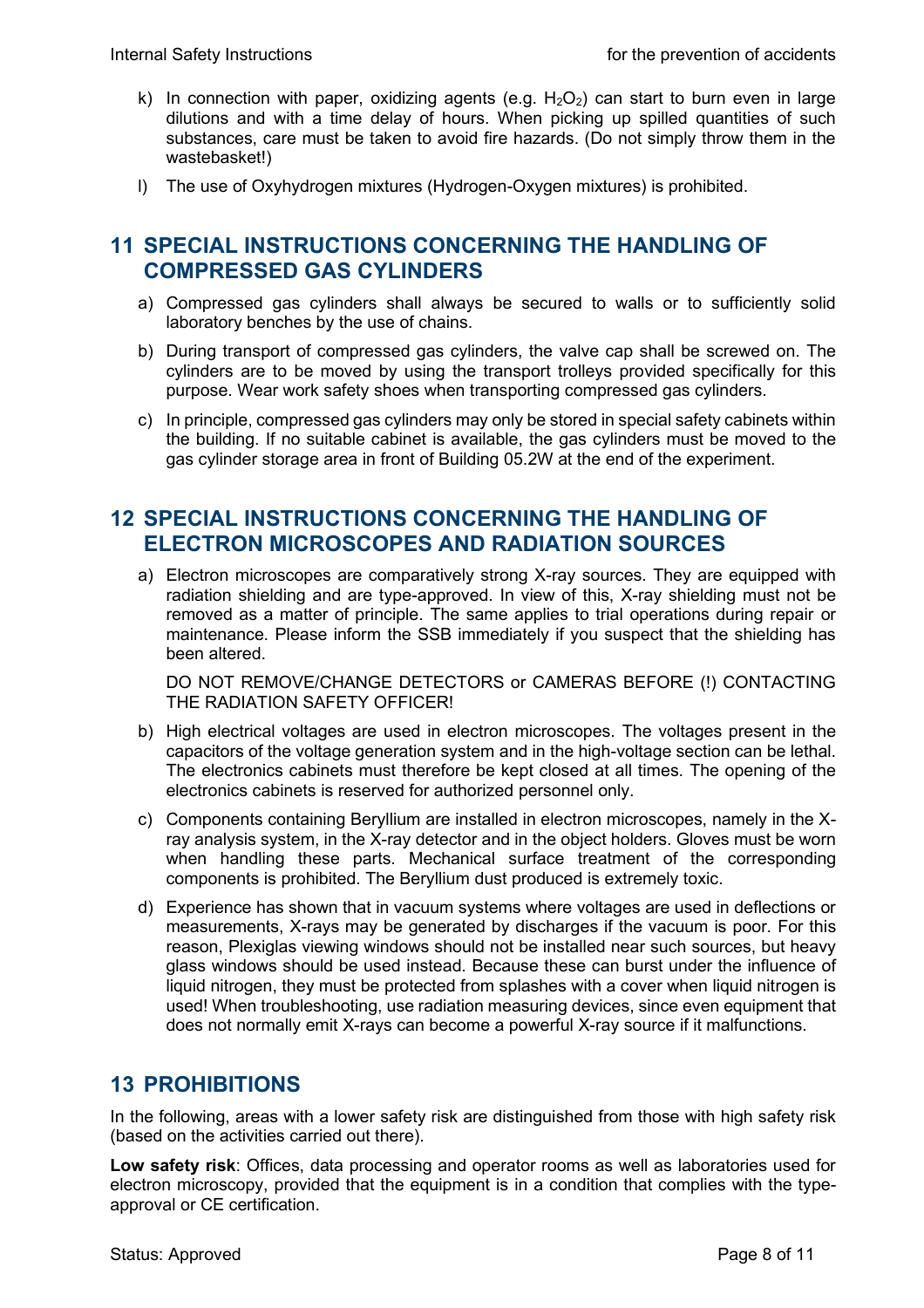k) In connection with paper, oxidizing agents (e.g. $H_2O_2$) can start to burn even in large dilutions and with a time delay of hours. When picking up spilled quantities of such substances, care must be taken to avoid fire hazards. (Do not simply throw them in the wastebasket!)

l) The use of Oxyhydrogen mixtures (Hydrogen-Oxygen mixtures) is prohibited.

## 11 SPECIAL INSTRUCTIONS CONCERNING THE HANDLING OF COMPRESSED GAS CYLINDERS

a) Compressed gas cylinders shall always be secured to walls or to sufficiently solid laboratory benches by the use of chains.

b) During transport of compressed gas cylinders, the valve cap shall be screwed on. The cylinders are to be moved by using the transport trolleys provided specifically for this purpose. Wear work safety shoes when transporting compressed gas cylinders.

c) In principle, compressed gas cylinders may only be stored in special safety cabinets within the building. If no suitable cabinet is available, the gas cylinders must be moved to the gas cylinder storage area in front of Building 05.2W at the end of the experiment.

## 12 SPECIAL INSTRUCTIONS CONCERNING THE HANDLING OF ELECTRON MICROSCOPES AND RADIATION SOURCES

a) Electron microscopes are comparatively strong X-ray sources. They are equipped with radiation shielding and are type-approved. In view of this, X-ray shielding must not be removed as a matter of principle. The same applies to trial operations during repair or maintenance. Please inform the SSB immediately if you suspect that the shielding has been altered.

   DO NOT REMOVE/CHANGE DETECTORS or CAMERAS BEFORE (!) CONTACTING THE RADIATION SAFETY OFFICER!

b) High electrical voltages are used in electron microscopes. The voltages present in the capacitors of the voltage generation system and in the high-voltage section can be lethal. The electronics cabinets must therefore be kept closed at all times. The opening of the electronics cabinets is reserved for authorized personnel only.

c) Components containing Beryllium are installed in electron microscopes, namely in the X-ray analysis system, in the X-ray detector and in the object holders. Gloves must be worn when handling these parts. Mechanical surface treatment of the corresponding components is prohibited. The Beryllium dust produced is extremely toxic.

d) Experience has shown that in vacuum systems where voltages are used in deflections or measurements, X-rays may be generated by discharges if the vacuum is poor. For this reason, Plexiglas viewing windows should not be installed near such sources, but heavy glass windows should be used instead. Because these can burst under the influence of liquid nitrogen, they must be protected from splashes with a cover when liquid nitrogen is used! When troubleshooting, use radiation measuring devices, since even equipment that does not normally emit X-rays can become a powerful X-ray source if it malfunctions.

## 13 PROHIBITIONS

In the following, areas with a lower safety risk are distinguished from those with high safety risk (based on the activities carried out there).

**Low safety risk**: Offices, data processing and operator rooms as well as laboratories used for electron microscopy, provided that the equipment is in a condition that complies with the type-approval or CE certification.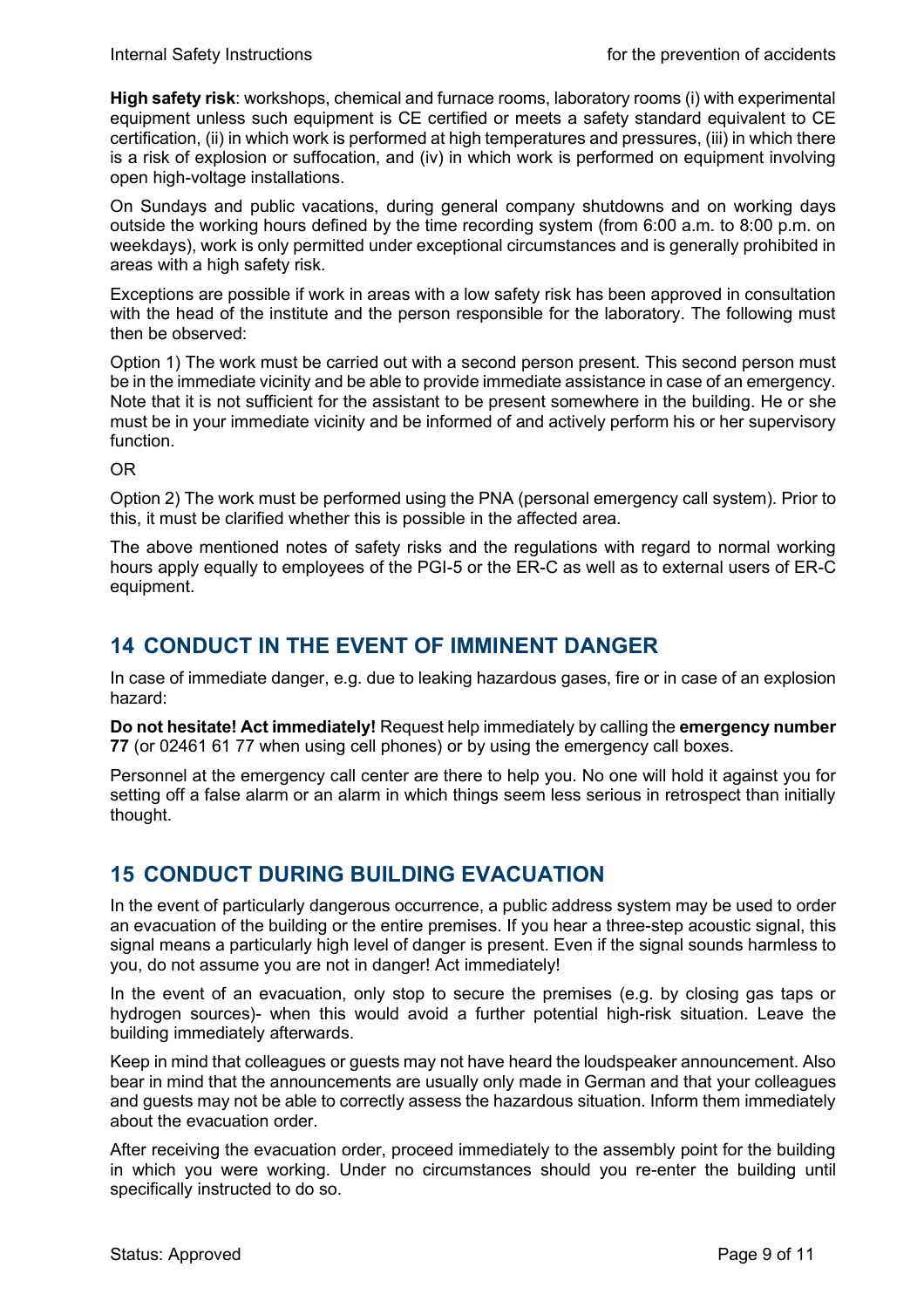**High safety risk**: workshops, chemical and furnace rooms, laboratory rooms (i) with experimental equipment unless such equipment is CE certified or meets a safety standard equivalent to CE certification, (ii) in which work is performed at high temperatures and pressures, (iii) in which there is a risk of explosion or suffocation, and (iv) in which work is performed on equipment involving open high-voltage installations.

On Sundays and public vacations, during general company shutdowns and on working days outside the working hours defined by the time recording system (from 6:00 a.m. to 8:00 p.m. on weekdays), work is only permitted under exceptional circumstances and is generally prohibited in areas with a high safety risk.

Exceptions are possible if work in areas with a low safety risk has been approved in consultation with the head of the institute and the person responsible for the laboratory. The following must then be observed:

Option 1) The work must be carried out with a second person present. This second person must be in the immediate vicinity and be able to provide immediate assistance in case of an emergency. Note that it is not sufficient for the assistant to be present somewhere in the building. He or she must be in your immediate vicinity and be informed of and actively perform his or her supervisory function.

OR

Option 2) The work must be performed using the PNA (personal emergency call system). Prior to this, it must be clarified whether this is possible in the affected area.

The above mentioned notes of safety risks and the regulations with regard to normal working hours apply equally to employees of the PGI-5 or the ER-C as well as to external users of ER-C equipment.

## 14 CONDUCT IN THE EVENT OF IMMINENT DANGER

In case of immediate danger, e.g. due to leaking hazardous gases, fire or in case of an explosion hazard:

**Do not hesitate! Act immediately!** Request help immediately by calling the **emergency number 77** (or 02461 61 77 when using cell phones) or by using the emergency call boxes.

Personnel at the emergency call center are there to help you. No one will hold it against you for setting off a false alarm or an alarm in which things seem less serious in retrospect than initially thought.

## 15 CONDUCT DURING BUILDING EVACUATION

In the event of particularly dangerous occurrence, a public address system may be used to order an evacuation of the building or the entire premises. If you hear a three-step acoustic signal, this signal means a particularly high level of danger is present. Even if the signal sounds harmless to you, do not assume you are not in danger! Act immediately!

In the event of an evacuation, only stop to secure the premises (e.g. by closing gas taps or hydrogen sources)- when this would avoid a further potential high-risk situation. Leave the building immediately afterwards.

Keep in mind that colleagues or guests may not have heard the loudspeaker announcement. Also bear in mind that the announcements are usually only made in German and that your colleagues and guests may not be able to correctly assess the hazardous situation. Inform them immediately about the evacuation order.

After receiving the evacuation order, proceed immediately to the assembly point for the building in which you were working. Under no circumstances should you re-enter the building until specifically instructed to do so.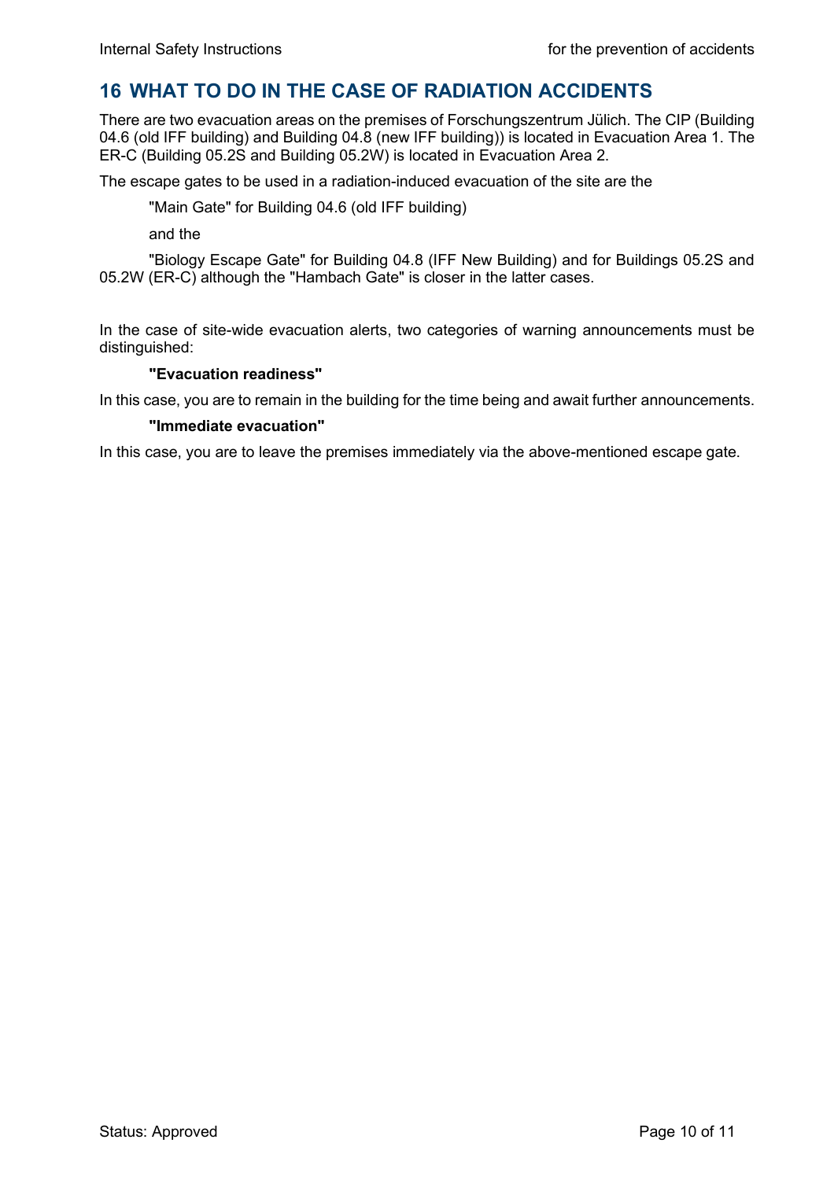## 16 WHAT TO DO IN THE CASE OF RADIATION ACCIDENTS

There are two evacuation areas on the premises of Forschungszentrum Jülich. The CIP (Building 04.6 (old IFF building) and Building 04.8 (new IFF building)) is located in Evacuation Area 1. The ER-C (Building 05.2S and Building 05.2W) is located in Evacuation Area 2.

The escape gates to be used in a radiation-induced evacuation of the site are the

"Main Gate" for Building 04.6 (old IFF building)

and the

"Biology Escape Gate" for Building 04.8 (IFF New Building) and for Buildings 05.2S and 05.2W (ER-C) although the "Hambach Gate" is closer in the latter cases.

In the case of site-wide evacuation alerts, two categories of warning announcements must be distinguished:

**"Evacuation readiness"**

In this case, you are to remain in the building for the time being and await further announcements.

**"Immediate evacuation"**

In this case, you are to leave the premises immediately via the above-mentioned escape gate.